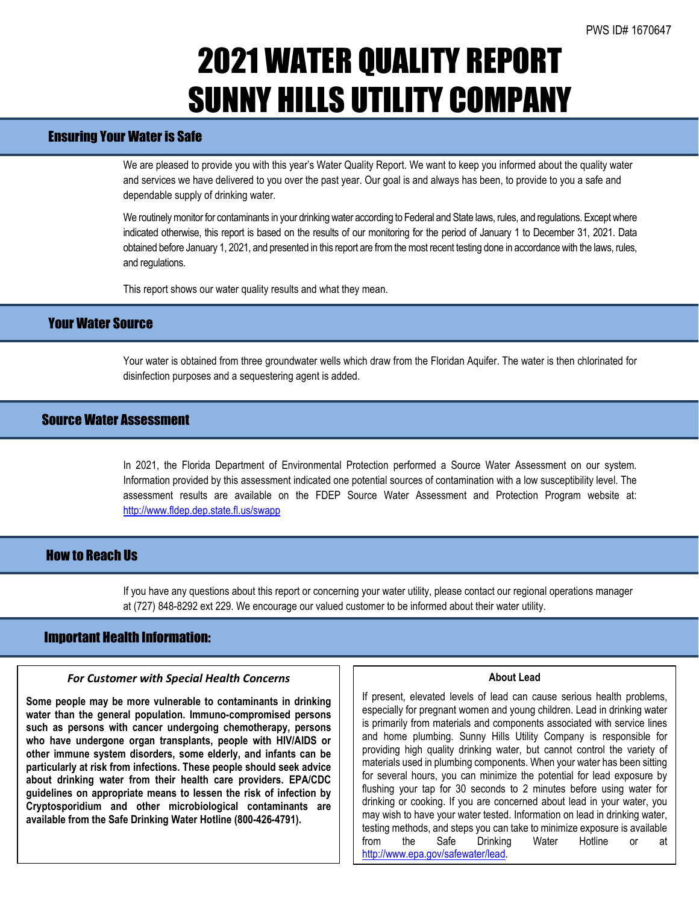PWS ID# 1670647

# 2021 WATER QUALITY REPORT
# SUNNY HILLS UTILITY COMPANY

## Ensuring Your Water is Safe

We are pleased to provide you with this year's Water Quality Report. We want to keep you informed about the quality water and services we have delivered to you over the past year. Our goal is and always has been, to provide to you a safe and dependable supply of drinking water.

We routinely monitor for contaminants in your drinking water according to Federal and State laws, rules, and regulations. Except where indicated otherwise, this report is based on the results of our monitoring for the period of January 1 to December 31, 2021. Data obtained before January 1, 2021, and presented in this report are from the most recent testing done in accordance with the laws, rules, and regulations.

This report shows our water quality results and what they mean.

## Your Water Source

Your water is obtained from three groundwater wells which draw from the Floridan Aquifer. The water is then chlorinated for disinfection purposes and a sequestering agent is added.

## Source Water Assessment

In 2021, the Florida Department of Environmental Protection performed a Source Water Assessment on our system. Information provided by this assessment indicated one potential sources of contamination with a low susceptibility level. The assessment results are available on the FDEP Source Water Assessment and Protection Program website at: http://www.fldep.dep.state.fl.us/swapp

## How to Reach Us

If you have any questions about this report or concerning your water utility, please contact our regional operations manager at (727) 848-8292 ext 229. We encourage our valued customer to be informed about their water utility.

## Important Health Information:

### *For Customer with Special Health Concerns*

**Some people may be more vulnerable to contaminants in drinking water than the general population. Immuno-compromised persons such as persons with cancer undergoing chemotherapy, persons who have undergone organ transplants, people with HIV/AIDS or other immune system disorders, some elderly, and infants can be particularly at risk from infections. These people should seek advice about drinking water from their health care providers. EPA/CDC guidelines on appropriate means to lessen the risk of infection by Cryptosporidium and other microbiological contaminants are available from the Safe Drinking Water Hotline (800-426-4791).**

### About Lead

If present, elevated levels of lead can cause serious health problems, especially for pregnant women and young children. Lead in drinking water is primarily from materials and components associated with service lines and home plumbing. Sunny Hills Utility Company is responsible for providing high quality drinking water, but cannot control the variety of materials used in plumbing components. When your water has been sitting for several hours, you can minimize the potential for lead exposure by flushing your tap for 30 seconds to 2 minutes before using water for drinking or cooking. If you are concerned about lead in your water, you may wish to have your water tested. Information on lead in drinking water, testing methods, and steps you can take to minimize exposure is available from the Safe Drinking Water Hotline or at http://www.epa.gov/safewater/lead.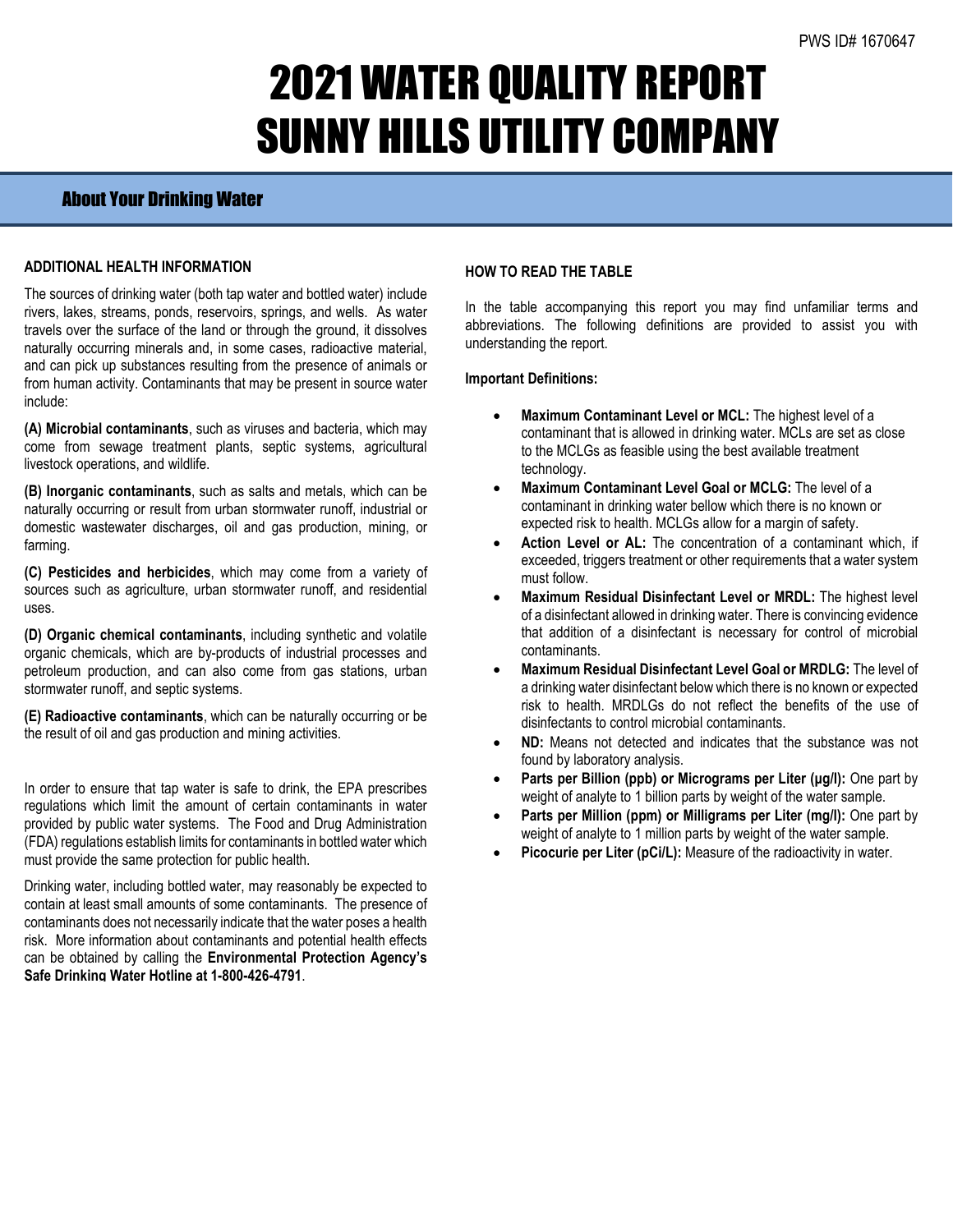PWS ID# 1670647

# 2021 WATER QUALITY REPORT
# SUNNY HILLS UTILITY COMPANY

## About Your Drinking Water

### ADDITIONAL HEALTH INFORMATION

The sources of drinking water (both tap water and bottled water) include rivers, lakes, streams, ponds, reservoirs, springs, and wells. As water travels over the surface of the land or through the ground, it dissolves naturally occurring minerals and, in some cases, radioactive material, and can pick up substances resulting from the presence of animals or from human activity. Contaminants that may be present in source water include:

**(A) Microbial contaminants**, such as viruses and bacteria, which may come from sewage treatment plants, septic systems, agricultural livestock operations, and wildlife.

**(B) Inorganic contaminants**, such as salts and metals, which can be naturally occurring or result from urban stormwater runoff, industrial or domestic wastewater discharges, oil and gas production, mining, or farming.

**(C) Pesticides and herbicides**, which may come from a variety of sources such as agriculture, urban stormwater runoff, and residential uses.

**(D) Organic chemical contaminants**, including synthetic and volatile organic chemicals, which are by-products of industrial processes and petroleum production, and can also come from gas stations, urban stormwater runoff, and septic systems.

**(E) Radioactive contaminants**, which can be naturally occurring or be the result of oil and gas production and mining activities.

In order to ensure that tap water is safe to drink, the EPA prescribes regulations which limit the amount of certain contaminants in water provided by public water systems. The Food and Drug Administration (FDA) regulations establish limits for contaminants in bottled water which must provide the same protection for public health.

Drinking water, including bottled water, may reasonably be expected to contain at least small amounts of some contaminants. The presence of contaminants does not necessarily indicate that the water poses a health risk. More information about contaminants and potential health effects can be obtained by calling the **Environmental Protection Agency's Safe Drinking Water Hotline at 1-800-426-4791**.

### HOW TO READ THE TABLE

In the table accompanying this report you may find unfamiliar terms and abbreviations. The following definitions are provided to assist you with understanding the report.

**Important Definitions:**

- **Maximum Contaminant Level or MCL:** The highest level of a contaminant that is allowed in drinking water. MCLs are set as close to the MCLGs as feasible using the best available treatment technology.
- **Maximum Contaminant Level Goal or MCLG:** The level of a contaminant in drinking water bellow which there is no known or expected risk to health. MCLGs allow for a margin of safety.
- **Action Level or AL:** The concentration of a contaminant which, if exceeded, triggers treatment or other requirements that a water system must follow.
- **Maximum Residual Disinfectant Level or MRDL:** The highest level of a disinfectant allowed in drinking water. There is convincing evidence that addition of a disinfectant is necessary for control of microbial contaminants.
- **Maximum Residual Disinfectant Level Goal or MRDLG:** The level of a drinking water disinfectant below which there is no known or expected risk to health. MRDLGs do not reflect the benefits of the use of disinfectants to control microbial contaminants.
- **ND:** Means not detected and indicates that the substance was not found by laboratory analysis.
- **Parts per Billion (ppb) or Micrograms per Liter (µg/l):** One part by weight of analyte to 1 billion parts by weight of the water sample.
- **Parts per Million (ppm) or Milligrams per Liter (mg/l):** One part by weight of analyte to 1 million parts by weight of the water sample.
- **Picocurie per Liter (pCi/L):** Measure of the radioactivity in water.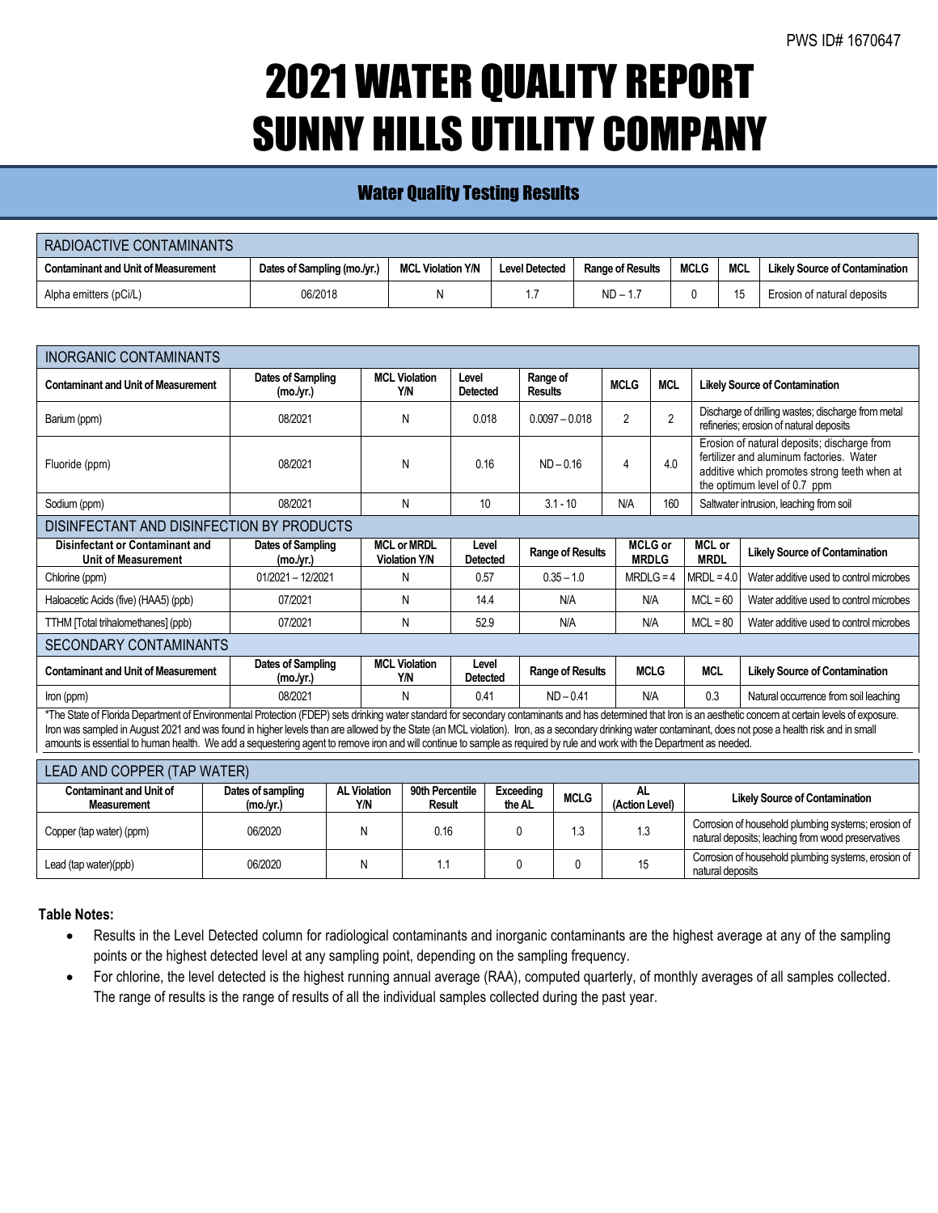PWS ID# 1670647

# 2021 WATER QUALITY REPORT SUNNY HILLS UTILITY COMPANY

## Water Quality Testing Results

| RADIOACTIVE CONTAMINANTS | | | | | | | |
|---|---|---|---|---|---|---|---|
| **Contaminant and Unit of Measurement** | **Dates of Sampling (mo./yr.)** | **MCL Violation Y/N** | **Level Detected** | **Range of Results** | **MCLG** | **MCL** | **Likely Source of Contamination** |
| Alpha emitters (pCi/L) | 06/2018 | N | 1.7 | ND – 1.7 | 0 | 15 | Erosion of natural deposits |

| INORGANIC CONTAMINANTS | | | | | | | |
|---|---|---|---|---|---|---|---|
| **Contaminant and Unit of Measurement** | **Dates of Sampling (mo./yr.)** | **MCL Violation Y/N** | **Level Detected** | **Range of Results** | **MCLG** | **MCL** | **Likely Source of Contamination** |
| Barium (ppm) | 08/2021 | N | 0.018 | 0.0097 – 0.018 | 2 | 2 | Discharge of drilling wastes; discharge from metal refineries; erosion of natural deposits |
| Fluoride (ppm) | 08/2021 | N | 0.16 | ND – 0.16 | 4 | 4.0 | Erosion of natural deposits; discharge from fertilizer and aluminum factories. Water additive which promotes strong teeth when at the optimum level of 0.7 ppm |
| Sodium (ppm) | 08/2021 | N | 10 | 3.1 - 10 | N/A | 160 | Saltwater intrusion, leaching from soil |

| DISINFECTANT AND DISINFECTION BY PRODUCTS | | | | | | | |
|---|---|---|---|---|---|---|---|
| **Disinfectant or Contaminant and Unit of Measurement** | **Dates of Sampling (mo./yr.)** | **MCL or MRDL Violation Y/N** | **Level Detected** | **Range of Results** | **MCLG or MRDLG** | **MCL or MRDL** | **Likely Source of Contamination** |
| Chlorine (ppm) | 01/2021 – 12/2021 | N | 0.57 | 0.35 – 1.0 | MRDLG = 4 | MRDL = 4.0 | Water additive used to control microbes |
| Haloacetic Acids (five) (HAA5) (ppb) | 07/2021 | N | 14.4 | N/A | N/A | MCL = 60 | Water additive used to control microbes |
| TTHM [Total trihalomethanes] (ppb) | 07/2021 | N | 52.9 | N/A | N/A | MCL = 80 | Water additive used to control microbes |

| SECONDARY CONTAMINANTS | | | | | | | |
|---|---|---|---|---|---|---|---|
| **Contaminant and Unit of Measurement** | **Dates of Sampling (mo./yr.)** | **MCL Violation Y/N** | **Level Detected** | **Range of Results** | **MCLG** | **MCL** | **Likely Source of Contamination** |
| Iron (ppm) | 08/2021 | N | 0.41 | ND – 0.41 | N/A | 0.3 | Natural occurrence from soil leaching |

*The State of Florida Department of Environmental Protection (FDEP) sets drinking water standard for secondary contaminants and has determined that Iron is an aesthetic concern at certain levels of exposure. Iron was sampled in August 2021 and was found in higher levels than are allowed by the State (an MCL violation). Iron, as a secondary drinking water contaminant, does not pose a health risk and in small amounts is essential to human health. We add a sequestering agent to remove iron and will continue to sample as required by rule and work with the Department as needed.

| LEAD AND COPPER (TAP WATER) | | | | | | | |
|---|---|---|---|---|---|---|---|
| **Contaminant and Unit of Measurement** | **Dates of sampling (mo./yr.)** | **AL Violation Y/N** | **90th Percentile Result** | **Exceeding the AL** | **MCLG** | **AL (Action Level)** | **Likely Source of Contamination** |
| Copper (tap water) (ppm) | 06/2020 | N | 0.16 | 0 | 1.3 | 1.3 | Corrosion of household plumbing systems; erosion of natural deposits; leaching from wood preservatives |
| Lead (tap water)(ppb) | 06/2020 | N | 1.1 | 0 | 0 | 15 | Corrosion of household plumbing systems, erosion of natural deposits |

**Table Notes:**

- Results in the Level Detected column for radiological contaminants and inorganic contaminants are the highest average at any of the sampling points or the highest detected level at any sampling point, depending on the sampling frequency.
- For chlorine, the level detected is the highest running annual average (RAA), computed quarterly, of monthly averages of all samples collected. The range of results is the range of results of all the individual samples collected during the past year.